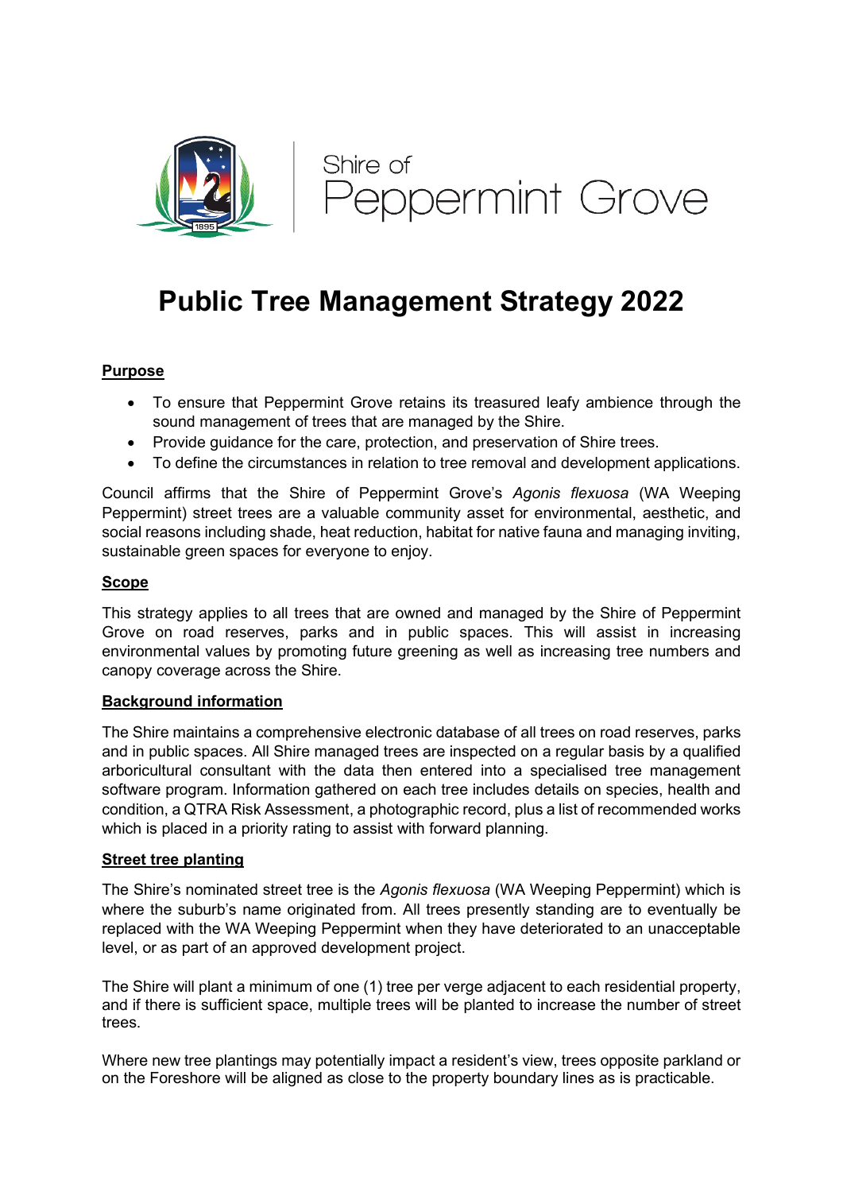Shire of Peppermint Grove

# Public Tree Management Strategy 2022

## Purpose

- To ensure that Peppermint Grove retains its treasured leafy ambience through the sound management of trees that are managed by the Shire.
- Provide guidance for the care, protection, and preservation of Shire trees.
- To define the circumstances in relation to tree removal and development applications.

Council affirms that the Shire of Peppermint Grove's *Agonis flexuosa* (WA Weeping Peppermint) street trees are a valuable community asset for environmental, aesthetic, and social reasons including shade, heat reduction, habitat for native fauna and managing inviting, sustainable green spaces for everyone to enjoy.

## Scope

This strategy applies to all trees that are owned and managed by the Shire of Peppermint Grove on road reserves, parks and in public spaces. This will assist in increasing environmental values by promoting future greening as well as increasing tree numbers and canopy coverage across the Shire.

## Background information

The Shire maintains a comprehensive electronic database of all trees on road reserves, parks and in public spaces. All Shire managed trees are inspected on a regular basis by a qualified arboricultural consultant with the data then entered into a specialised tree management software program. Information gathered on each tree includes details on species, health and condition, a QTRA Risk Assessment, a photographic record, plus a list of recommended works which is placed in a priority rating to assist with forward planning.

## Street tree planting

The Shire's nominated street tree is the *Agonis flexuosa* (WA Weeping Peppermint) which is where the suburb's name originated from. All trees presently standing are to eventually be replaced with the WA Weeping Peppermint when they have deteriorated to an unacceptable level, or as part of an approved development project.

The Shire will plant a minimum of one (1) tree per verge adjacent to each residential property, and if there is sufficient space, multiple trees will be planted to increase the number of street trees.

Where new tree plantings may potentially impact a resident's view, trees opposite parkland or on the Foreshore will be aligned as close to the property boundary lines as is practicable.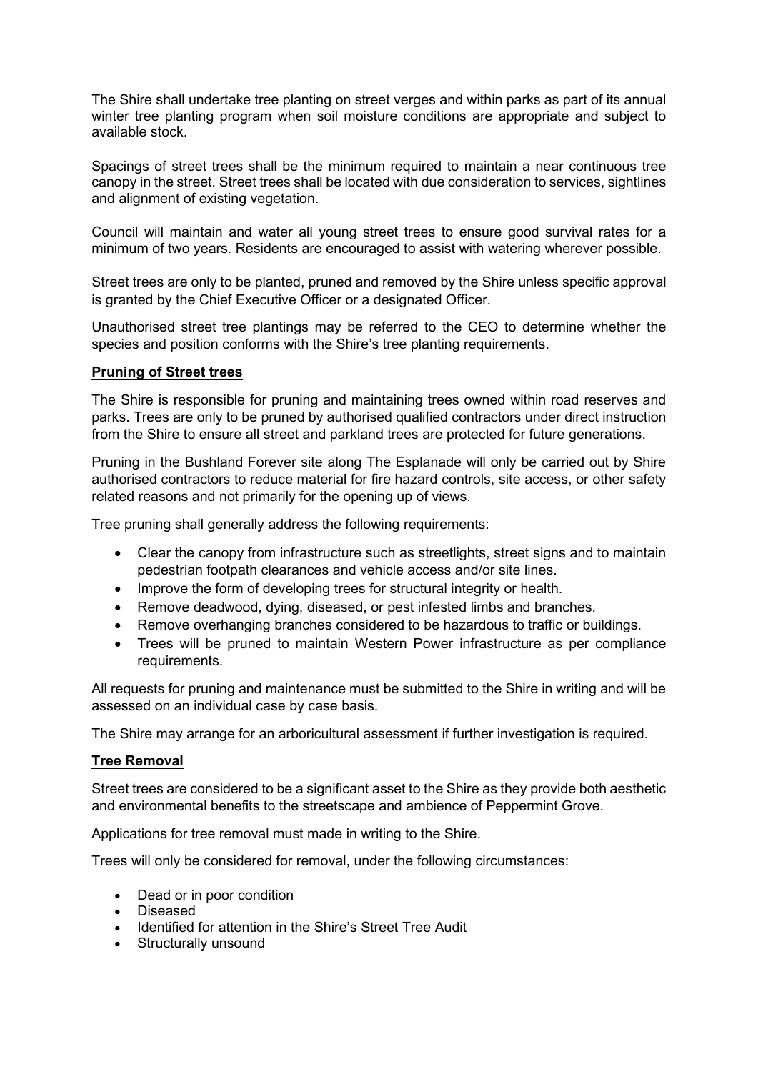The Shire shall undertake tree planting on street verges and within parks as part of its annual winter tree planting program when soil moisture conditions are appropriate and subject to available stock.

Spacings of street trees shall be the minimum required to maintain a near continuous tree canopy in the street. Street trees shall be located with due consideration to services, sightlines and alignment of existing vegetation.

Council will maintain and water all young street trees to ensure good survival rates for a minimum of two years. Residents are encouraged to assist with watering wherever possible.

Street trees are only to be planted, pruned and removed by the Shire unless specific approval is granted by the Chief Executive Officer or a designated Officer.

Unauthorised street tree plantings may be referred to the CEO to determine whether the species and position conforms with the Shire's tree planting requirements.

**Pruning of Street trees**

The Shire is responsible for pruning and maintaining trees owned within road reserves and parks. Trees are only to be pruned by authorised qualified contractors under direct instruction from the Shire to ensure all street and parkland trees are protected for future generations.

Pruning in the Bushland Forever site along The Esplanade will only be carried out by Shire authorised contractors to reduce material for fire hazard controls, site access, or other safety related reasons and not primarily for the opening up of views.

Tree pruning shall generally address the following requirements:

- Clear the canopy from infrastructure such as streetlights, street signs and to maintain pedestrian footpath clearances and vehicle access and/or site lines.
- Improve the form of developing trees for structural integrity or health.
- Remove deadwood, dying, diseased, or pest infested limbs and branches.
- Remove overhanging branches considered to be hazardous to traffic or buildings.
- Trees will be pruned to maintain Western Power infrastructure as per compliance requirements.

All requests for pruning and maintenance must be submitted to the Shire in writing and will be assessed on an individual case by case basis.

The Shire may arrange for an arboricultural assessment if further investigation is required.

**Tree Removal**

Street trees are considered to be a significant asset to the Shire as they provide both aesthetic and environmental benefits to the streetscape and ambience of Peppermint Grove.

Applications for tree removal must made in writing to the Shire.

Trees will only be considered for removal, under the following circumstances:

- Dead or in poor condition
- Diseased
- Identified for attention in the Shire's Street Tree Audit
- Structurally unsound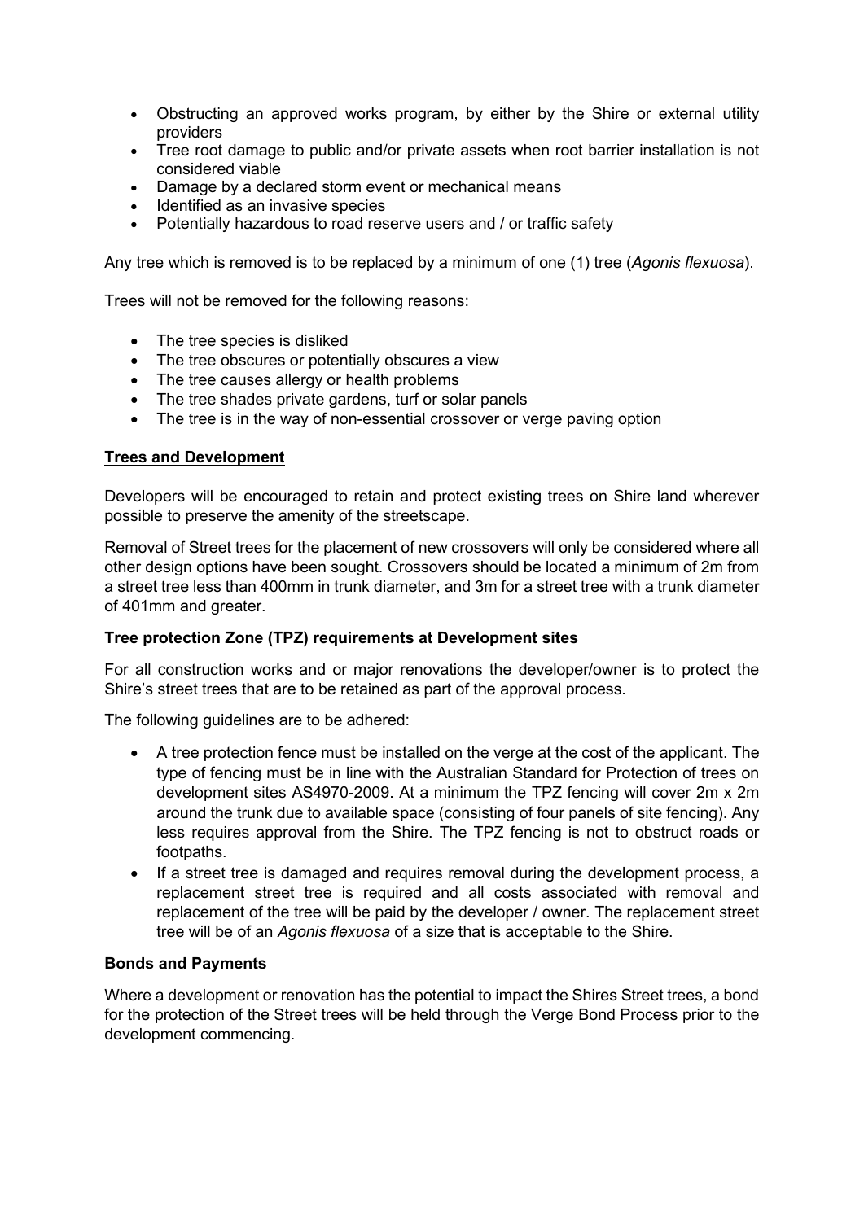- Obstructing an approved works program, by either by the Shire or external utility providers
- Tree root damage to public and/or private assets when root barrier installation is not considered viable
- Damage by a declared storm event or mechanical means
- Identified as an invasive species
- Potentially hazardous to road reserve users and / or traffic safety

Any tree which is removed is to be replaced by a minimum of one (1) tree (*Agonis flexuosa*).

Trees will not be removed for the following reasons:

- The tree species is disliked
- The tree obscures or potentially obscures a view
- The tree causes allergy or health problems
- The tree shades private gardens, turf or solar panels
- The tree is in the way of non-essential crossover or verge paving option

## **Trees and Development**

Developers will be encouraged to retain and protect existing trees on Shire land wherever possible to preserve the amenity of the streetscape.

Removal of Street trees for the placement of new crossovers will only be considered where all other design options have been sought. Crossovers should be located a minimum of 2m from a street tree less than 400mm in trunk diameter, and 3m for a street tree with a trunk diameter of 401mm and greater.

### Tree protection Zone (TPZ) requirements at Development sites

For all construction works and or major renovations the developer/owner is to protect the Shire's street trees that are to be retained as part of the approval process.

The following guidelines are to be adhered:

- A tree protection fence must be installed on the verge at the cost of the applicant. The type of fencing must be in line with the Australian Standard for Protection of trees on development sites AS4970-2009. At a minimum the TPZ fencing will cover 2m x 2m around the trunk due to available space (consisting of four panels of site fencing). Any less requires approval from the Shire. The TPZ fencing is not to obstruct roads or footpaths.
- If a street tree is damaged and requires removal during the development process, a replacement street tree is required and all costs associated with removal and replacement of the tree will be paid by the developer / owner. The replacement street tree will be of an *Agonis flexuosa* of a size that is acceptable to the Shire.

### Bonds and Payments

Where a development or renovation has the potential to impact the Shires Street trees, a bond for the protection of the Street trees will be held through the Verge Bond Process prior to the development commencing.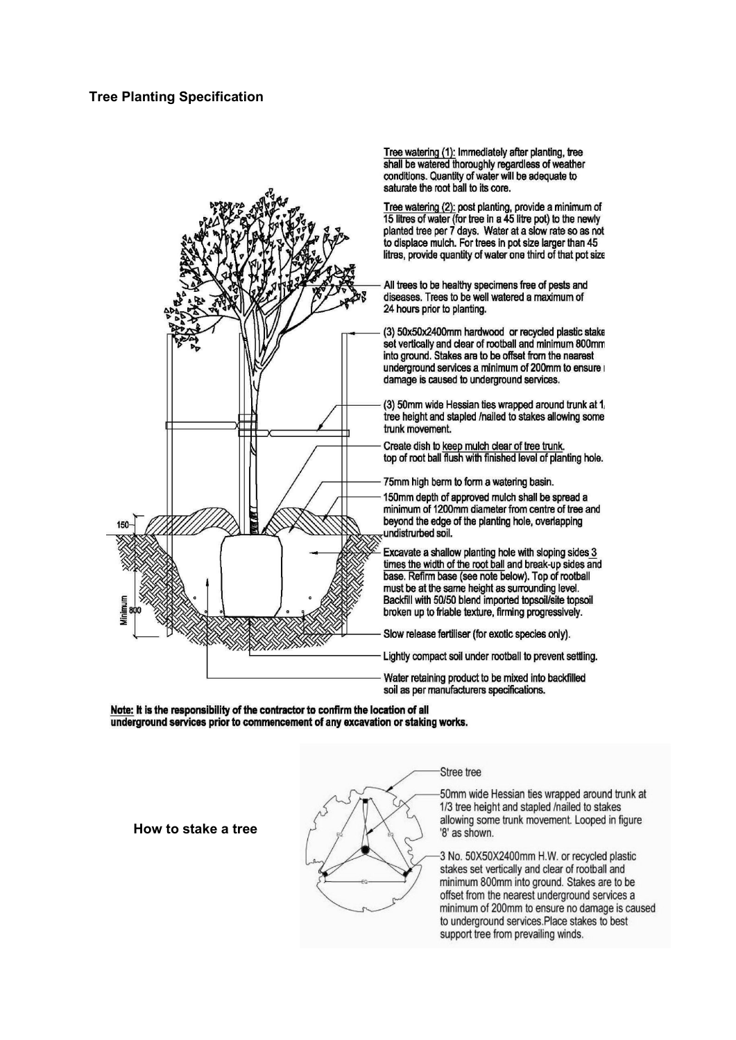**Tree Planting Specification**

Tree watering (1): Immediately after planting, tree shall be watered thoroughly regardless of weather conditions. Quantity of water will be adequate to saturate the root ball to its core.

Tree watering (2): post planting, provide a minimum of 15 litres of water (for tree in a 45 litre pot) to the newly planted tree per 7 days. Water at a slow rate so as not to displace mulch. For trees in pot size larger than 45 litres, provide quantity of water one third of that pot size

All trees to be healthy specimens free of pests and diseases. Trees to be well watered a maximum of 24 hours prior to planting.

(3) 50x50x2400mm hardwood or recycled plastic stake set vertically and clear of rootball and minimum 800mm into ground. Stakes are to be offset from the nearest underground services a minimum of 200mm to ensure no damage is caused to underground services.

(3) 50mm wide Hessian ties wrapped around trunk at 1/3 tree height and stapled /nailed to stakes allowing some trunk movement.

Create dish to keep mulch clear of tree trunk. top of root ball flush with finished level of planting hole.

75mm high berm to form a watering basin.

150mm depth of approved mulch shall be spread a minimum of 1200mm diameter from centre of tree and beyond the edge of the planting hole, overlapping undistrurbed soil.

Excavate a shallow planting hole with sloping sides 3 times the width of the root ball and break-up sides and base. Refirm base (see note below). Top of rootball must be at the same height as surrounding level. Backfill with 50/50 blend imported topsoil/site topsoil broken up to friable texture, firming progressively.

Slow release fertiliser (for exotic species only).

Lightly compact soil under rootball to prevent settling.

Water retaining product to be mixed into backfilled soil as per manufacturers specifications.

150

Minimum 800

**Note: It is the responsibility of the contractor to confirm the location of all underground services prior to commencement of any excavation or staking works.**

**How to stake a tree**

Stree tree

50mm wide Hessian ties wrapped around trunk at 1/3 tree height and stapled /nailed to stakes allowing some trunk movement. Looped in figure '8' as shown.

3 No. 50X50X2400mm H.W. or recycled plastic stakes set vertically and clear of rootball and minimum 800mm into ground. Stakes are to be offset from the nearest underground services a minimum of 200mm to ensure no damage is caused to underground services.Place stakes to best support tree from prevailing winds.